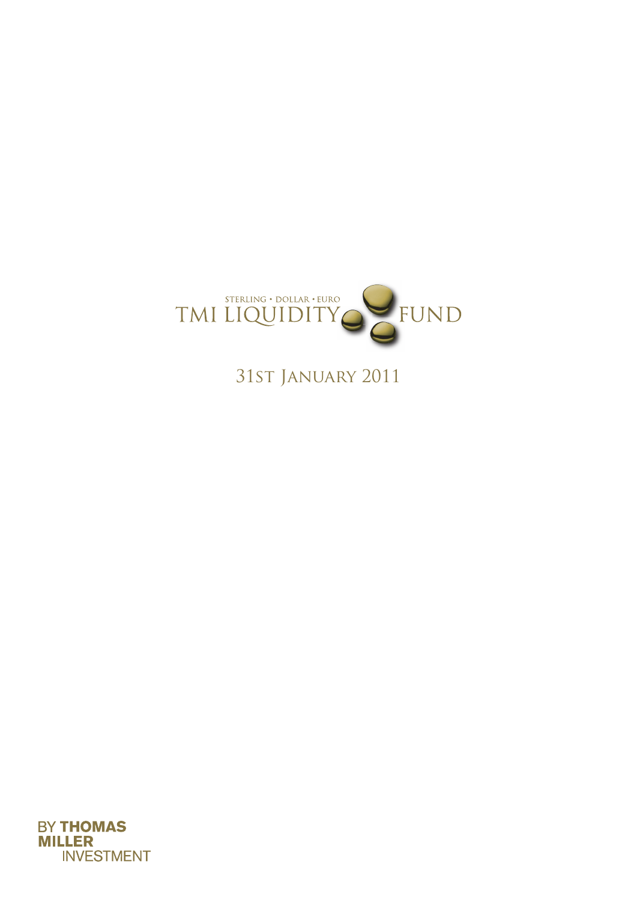STERLING • DOLLAR • EURO

# TMI LIQUIDITY FUND

31ST JANUARY 2011

BY **THOMAS MILLER** INVESTMENT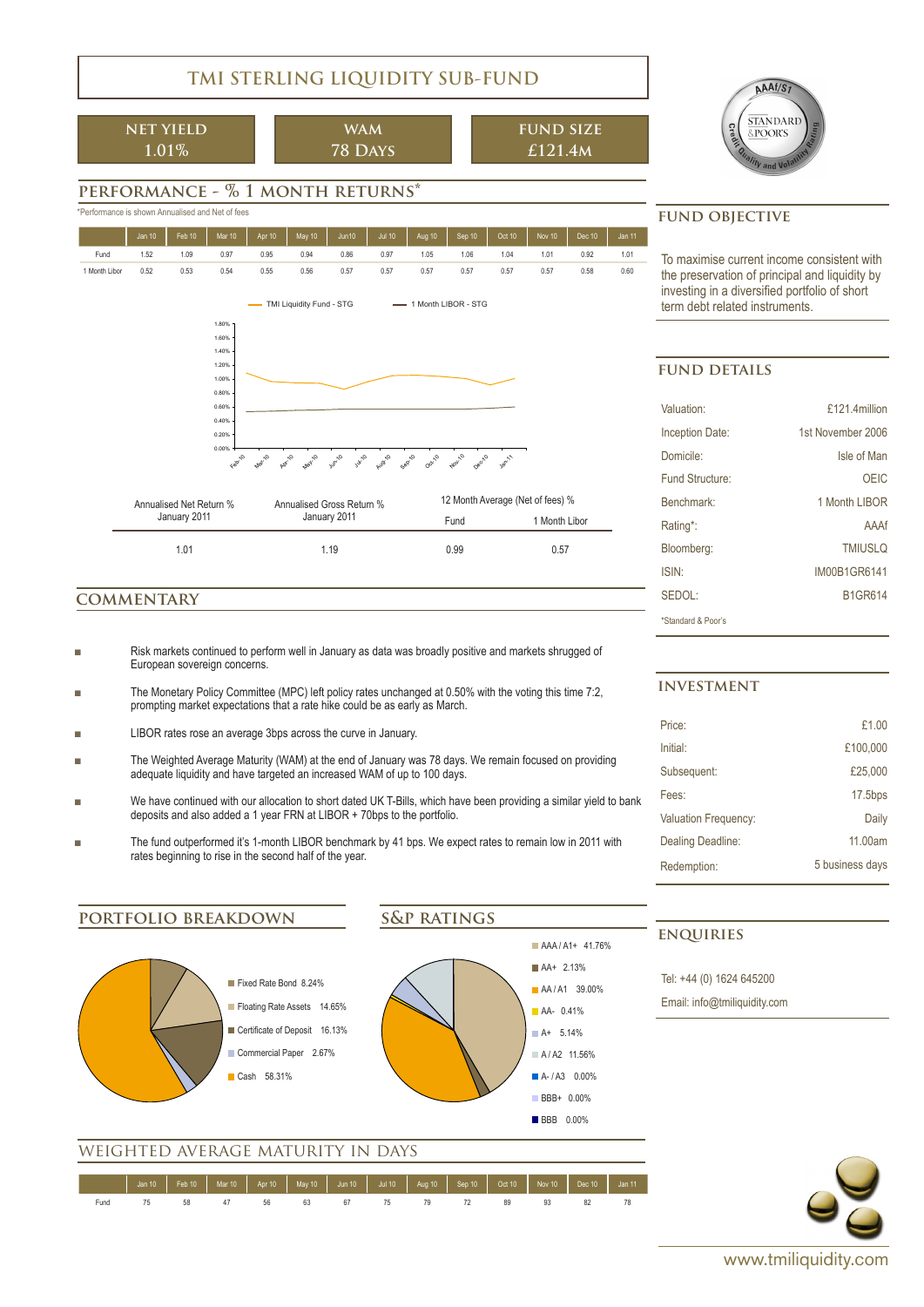# TMI STERLING LIQUIDITY SUB-FUND

| NET YIELD | WAM | FUND SIZE |
|---|---|---|
| 1.01% | 78 Days | £121.4M |

## PERFORMANCE - % 1 MONTH RETURNS*

*Performance is shown Annualised and Net of fees

| | Jan 10 | Feb 10 | Mar 10 | Apr 10 | May 10 | Jun10 | Jul 10 | Aug 10 | Sep 10 | Oct 10 | Nov 10 | Dec 10 | Jan 11 |
|---|---|---|---|---|---|---|---|---|---|---|---|---|---|
| Fund | 1.52 | 1.09 | 0.97 | 0.95 | 0.94 | 0.86 | 0.97 | 1.05 | 1.06 | 1.04 | 1.01 | 0.92 | 1.01 |
| 1 Month Libor | 0.52 | 0.53 | 0.54 | 0.55 | 0.56 | 0.57 | 0.57 | 0.57 | 0.57 | 0.57 | 0.57 | 0.58 | 0.60 |

| Annualised Net Return % January 2011 | Annualised Gross Return % January 2011 | 12 Month Average (Net of fees) % | |
|---|---|---|---|
| | | Fund | 1 Month Libor |
| 1.01 | 1.19 | 0.99 | 0.57 |

## COMMENTARY

- Risk markets continued to perform well in January as data was broadly positive and markets shrugged of European sovereign concerns.
- The Monetary Policy Committee (MPC) left policy rates unchanged at 0.50% with the voting this time 7:2, prompting market expectations that a rate hike could be as early as March.
- LIBOR rates rose an average 3bps across the curve in January.
- The Weighted Average Maturity (WAM) at the end of January was 78 days. We remain focused on providing adequate liquidity and have targeted an increased WAM of up to 100 days.
- We have continued with our allocation to short dated UK T-Bills, which have been providing a similar yield to bank deposits and also added a 1 year FRN at LIBOR + 70bps to the portfolio.
- The fund outperformed it's 1-month LIBOR benchmark by 41 bps. We expect rates to remain low in 2011 with rates beginning to rise in the second half of the year.

## PORTFOLIO BREAKDOWN

- Fixed Rate Bond 8.24%
- Floating Rate Assets 14.65%
- Certificate of Deposit 16.13%
- Commercial Paper 2.67%
- Cash 58.31%

## S&P RATINGS

- AAA / A1+ 41.76%
- AA+ 2.13%
- AA / A1 39.00%
- AA- 0.41%
- A+ 5.14%
- A / A2 11.56%
- A- / A3 0.00%
- BBB+ 0.00%
- BBB 0.00%

## WEIGHTED AVERAGE MATURITY IN DAYS

| | Jan 10 | Feb 10 | Mar 10 | Apr 10 | May 10 | Jun 10 | Jul 10 | Aug 10 | Sep 10 | Oct 10 | Nov 10 | Dec 10 | Jan 11 |
|---|---|---|---|---|---|---|---|---|---|---|---|---|---|
| Fund | 75 | 58 | 47 | 56 | 63 | 67 | 75 | 79 | 72 | 89 | 93 | 82 | 78 |

## FUND OBJECTIVE

To maximise current income consistent with the preservation of principal and liquidity by investing in a diversified portfolio of short term debt related instruments.

## FUND DETAILS

| | |
|---|---|
| Valuation: | £121.4million |
| Inception Date: | 1st November 2006 |
| Domicile: | Isle of Man |
| Fund Structure: | OEIC |
| Benchmark: | 1 Month LIBOR |
| Rating*: | AAAf |
| Bloomberg: | TMIUSLQ |
| ISIN: | IM00B1GR6141 |
| SEDOL: | B1GR614 |

*Standard & Poor's

## INVESTMENT

| | |
|---|---|
| Price: | £1.00 |
| Initial: | £100,000 |
| Subsequent: | £25,000 |
| Fees: | 17.5bps |
| Valuation Frequency: | Daily |
| Dealing Deadline: | 11.00am |
| Redemption: | 5 business days |

## ENQUIRIES

Tel: +44 (0) 1624 645200

Email: info@tmiliquidity.com

www.tmiliquidity.com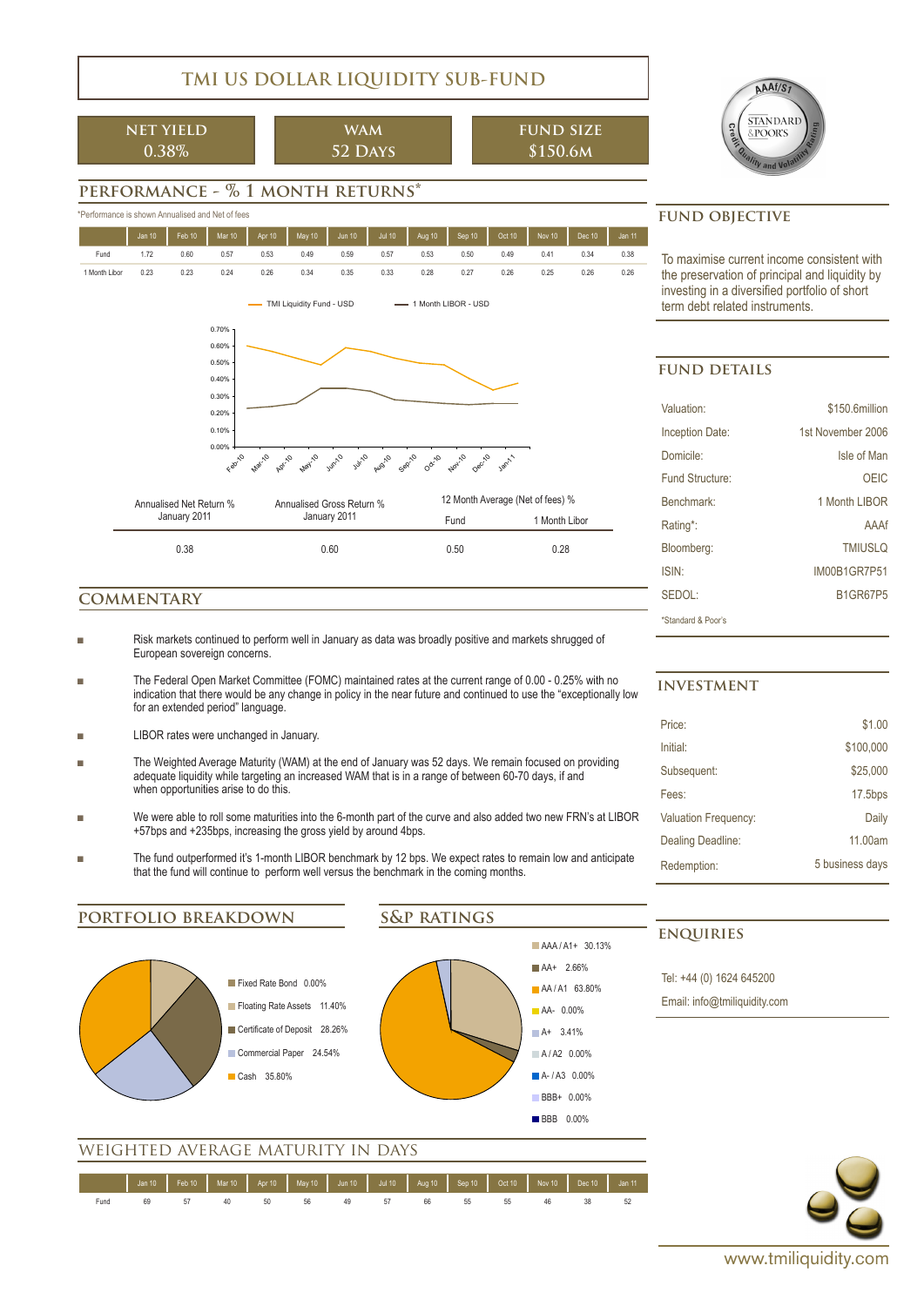# TMI US DOLLAR LIQUIDITY SUB-FUND

| NET YIELD | WAM | FUND SIZE |
|---|---|---|
| 0.38% | 52 Days | $150.6m |

## PERFORMANCE - % 1 MONTH RETURNS*

*Performance is shown Annualised and Net of fees

| | Jan 10 | Feb 10 | Mar 10 | Apr 10 | May 10 | Jun 10 | Jul 10 | Aug 10 | Sep 10 | Oct 10 | Nov 10 | Dec 10 | Jan 11 |
|---|---|---|---|---|---|---|---|---|---|---|---|---|---|
| Fund | 1.72 | 0.60 | 0.57 | 0.53 | 0.49 | 0.59 | 0.57 | 0.53 | 0.50 | 0.49 | 0.41 | 0.34 | 0.38 |
| 1 Month Libor | 0.23 | 0.23 | 0.24 | 0.26 | 0.34 | 0.35 | 0.33 | 0.28 | 0.27 | 0.26 | 0.25 | 0.26 | 0.26 |

TMI Liquidity Fund - USD — 1 Month LIBOR - USD

| Annualised Net Return % January 2011 | Annualised Gross Return % January 2011 | 12 Month Average (Net of fees) % Fund | 12 Month Average (Net of fees) % 1 Month Libor |
|---|---|---|---|
| 0.38 | 0.60 | 0.50 | 0.28 |

## COMMENTARY

- Risk markets continued to perform well in January as data was broadly positive and markets shrugged of European sovereign concerns.
- The Federal Open Market Committee (FOMC) maintained rates at the current range of 0.00 - 0.25% with no indication that there would be any change in policy in the near future and continued to use the "exceptionally low for an extended period" language.
- LIBOR rates were unchanged in January.
- The Weighted Average Maturity (WAM) at the end of January was 52 days. We remain focused on providing adequate liquidity while targeting an increased WAM that is in a range of between 60-70 days, if and when opportunities arise to do this.
- We were able to roll some maturities into the 6-month part of the curve and also added two new FRN's at LIBOR +57bps and +235bps, increasing the gross yield by around 4bps.
- The fund outperformed it's 1-month LIBOR benchmark by 12 bps. We expect rates to remain low and anticipate that the fund will continue to perform well versus the benchmark in the coming months.

## PORTFOLIO BREAKDOWN

- Fixed Rate Bond 0.00%
- Floating Rate Assets 11.40%
- Certificate of Deposit 28.26%
- Commercial Paper 24.54%
- Cash 35.80%

## S&P RATINGS

- AAA / A1+ 30.13%
- AA+ 2.66%
- AA / A1 63.80%
- AA- 0.00%
- A+ 3.41%
- A / A2 0.00%
- A- / A3 0.00%
- BBB+ 0.00%
- BBB 0.00%

## WEIGHTED AVERAGE MATURITY IN DAYS

| | Jan 10 | Feb 10 | Mar 10 | Apr 10 | May 10 | Jun 10 | Jul 10 | Aug 10 | Sep 10 | Oct 10 | Nov 10 | Dec 10 | Jan 11 |
|---|---|---|---|---|---|---|---|---|---|---|---|---|---|
| Fund | 69 | 57 | 40 | 50 | 56 | 49 | 57 | 66 | 55 | 55 | 46 | 38 | 52 |

## FUND OBJECTIVE

To maximise current income consistent with the preservation of principal and liquidity by investing in a diversified portfolio of short term debt related instruments.

## FUND DETAILS

| | |
|---|---|
| Valuation: | $150.6million |
| Inception Date: | 1st November 2006 |
| Domicile: | Isle of Man |
| Fund Structure: | OEIC |
| Benchmark: | 1 Month LIBOR |
| Rating*: | AAAf |
| Bloomberg: | TMIUSLQ |
| ISIN: | IM00B1GR7P51 |
| SEDOL: | B1GR67P5 |

*Standard & Poor's

## INVESTMENT

| | |
|---|---|
| Price: | $1.00 |
| Initial: | $100,000 |
| Subsequent: | $25,000 |
| Fees: | 17.5bps |
| Valuation Frequency: | Daily |
| Dealing Deadline: | 11.00am |
| Redemption: | 5 business days |

## ENQUIRIES

Tel: +44 (0) 1624 645200

Email: info@tmiliquidity.com

www.tmiliquidity.com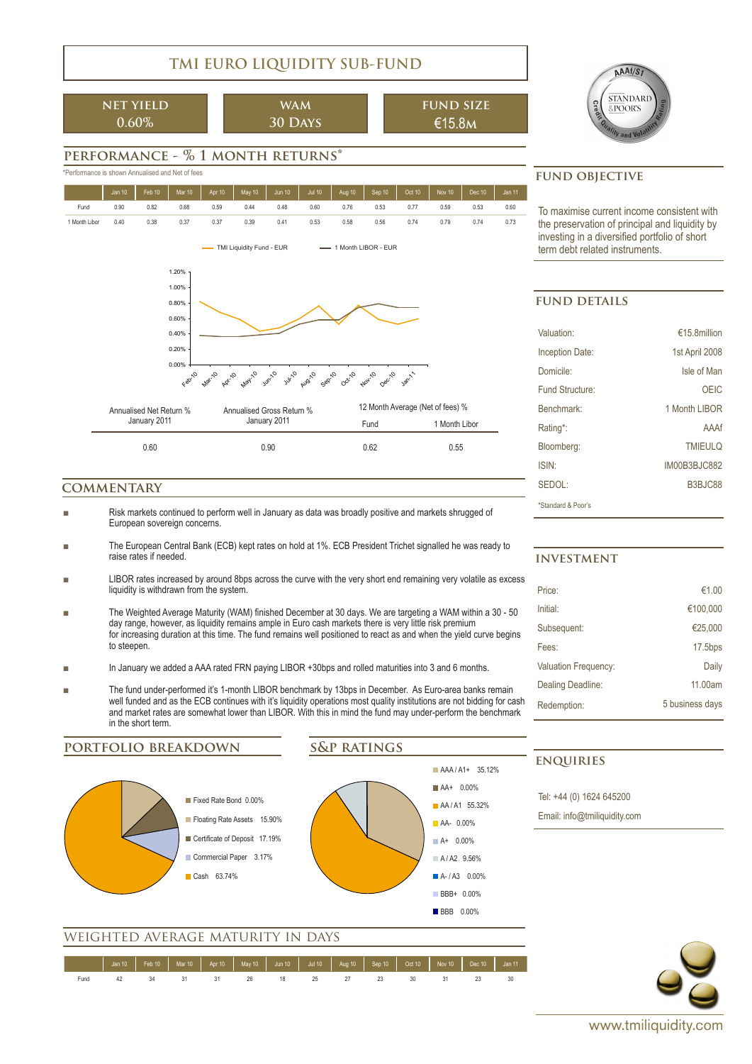# TMI EURO LIQUIDITY SUB-FUND

| NET YIELD | WAM | FUND SIZE |
|---|---|---|
| 0.60% | 30 Days | €15.8m |

## PERFORMANCE - % 1 MONTH RETURNS*

*Performance is shown Annualised and Net of fees

| | Jan 10 | Feb 10 | Mar 10 | Apr 10 | May 10 | Jun 10 | Jul 10 | Aug 10 | Sep 10 | Oct 10 | Nov 10 | Dec 10 | Jan 11 |
|---|---|---|---|---|---|---|---|---|---|---|---|---|---|
| Fund | 0.90 | 0.82 | 0.68 | 0.59 | 0.44 | 0.48 | 0.60 | 0.76 | 0.53 | 0.77 | 0.59 | 0.53 | 0.60 |
| 1 Month Libor | 0.40 | 0.38 | 0.37 | 0.37 | 0.39 | 0.41 | 0.53 | 0.58 | 0.56 | 0.74 | 0.79 | 0.74 | 0.73 |

TMI Liquidity Fund - EUR — 1 Month LIBOR - EUR

| Annualised Net Return % January 2011 | Annualised Gross Return % January 2011 | 12 Month Average (Net of fees) % Fund | 12 Month Average (Net of fees) % 1 Month Libor |
|---|---|---|---|
| 0.60 | 0.90 | 0.62 | 0.55 |

## FUND OBJECTIVE

To maximise current income consistent with the preservation of principal and liquidity by investing in a diversified portfolio of short term debt related instruments.

## FUND DETAILS

| | |
|---|---|
| Valuation: | €15.8million |
| Inception Date: | 1st April 2008 |
| Domicile: | Isle of Man |
| Fund Structure: | OEIC |
| Benchmark: | 1 Month LIBOR |
| Rating*: | AAAf |
| Bloomberg: | TMIEULQ |
| ISIN: | IM00B3BJC882 |
| SEDOL: | B3BJC88 |

*Standard & Poor's

## COMMENTARY

- Risk markets continued to perform well in January as data was broadly positive and markets shrugged of European sovereign concerns.
- The European Central Bank (ECB) kept rates on hold at 1%. ECB President Trichet signalled he was ready to raise rates if needed.
- LIBOR rates increased by around 8bps across the curve with the very short end remaining very volatile as excess liquidity is withdrawn from the system.
- The Weighted Average Maturity (WAM) finished December at 30 days. We are targeting a WAM within a 30 - 50 day range, however, as liquidity remains ample in Euro cash markets there is very little risk premium for increasing duration at this time. The fund remains well positioned to react as and when the yield curve begins to steepen.
- In January we added a AAA rated FRN paying LIBOR +30bps and rolled maturities into 3 and 6 months.
- The fund under-performed it's 1-month LIBOR benchmark by 13bps in December. As Euro-area banks remain well funded and as the ECB continues with it's liquidity operations most quality institutions are not bidding for cash and market rates are somewhat lower than LIBOR. With this in mind the fund may under-perform the benchmark in the short term.

## INVESTMENT

| | |
|---|---|
| Price: | €1.00 |
| Initial: | €100,000 |
| Subsequent: | €25,000 |
| Fees: | 17.5bps |
| Valuation Frequency: | Daily |
| Dealing Deadline: | 11.00am |
| Redemption: | 5 business days |

## PORTFOLIO BREAKDOWN

- Fixed Rate Bond 0.00%
- Floating Rate Assets 15.90%
- Certificate of Deposit 17.19%
- Commercial Paper 3.17%
- Cash 63.74%

## S&P RATINGS

- AAA / A1+ 35.12%
- AA+ 0.00%
- AA / A1 55.32%
- AA- 0.00%
- A+ 0.00%
- A / A2 9.56%
- A- / A3 0.00%
- BBB+ 0.00%
- BBB 0.00%

## ENQUIRIES

Tel: +44 (0) 1624 645200

Email: info@tmiliquidity.com

## WEIGHTED AVERAGE MATURITY IN DAYS

| | Jan 10 | Feb 10 | Mar 10 | Apr 10 | May 10 | Jun 10 | Jul 10 | Aug 10 | Sep 10 | Oct 10 | Nov 10 | Dec 10 | Jan 11 |
|---|---|---|---|---|---|---|---|---|---|---|---|---|---|
| Fund | 42 | 34 | 31 | 31 | 26 | 18 | 25 | 27 | 23 | 30 | 31 | 23 | 30 |

www.tmiliquidity.com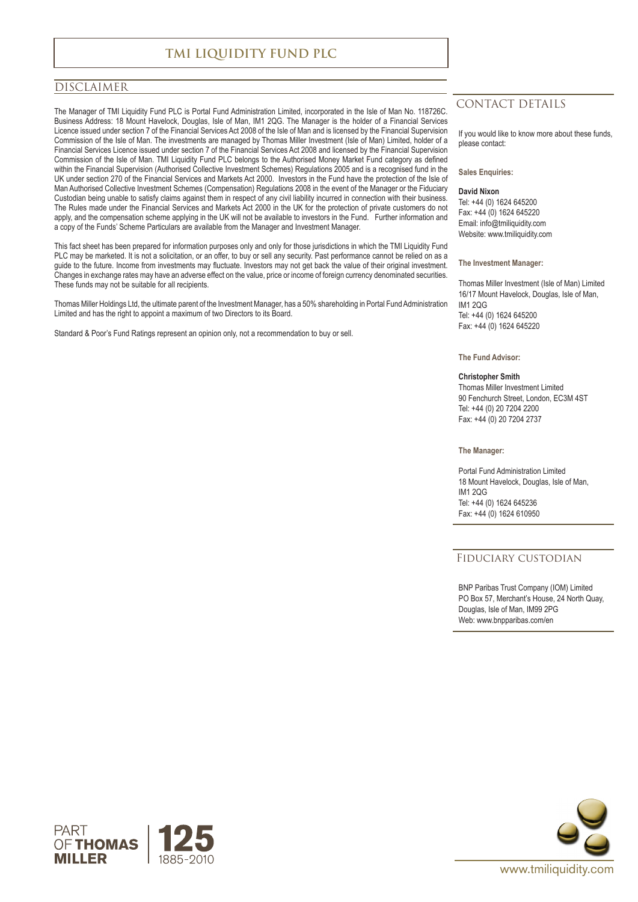# TMI LIQUIDITY FUND PLC

## DISCLAIMER

The Manager of TMI Liquidity Fund PLC is Portal Fund Administration Limited, incorporated in the Isle of Man No. 118726C. Business Address: 18 Mount Havelock, Douglas, Isle of Man, IM1 2QG. The Manager is the holder of a Financial Services Licence issued under section 7 of the Financial Services Act 2008 of the Isle of Man and is licensed by the Financial Supervision Commission of the Isle of Man. The investments are managed by Thomas Miller Investment (Isle of Man) Limited, holder of a Financial Services Licence issued under section 7 of the Financial Services Act 2008 and licensed by the Financial Supervision Commission of the Isle of Man. TMI Liquidity Fund PLC belongs to the Authorised Money Market Fund category as defined within the Financial Supervision (Authorised Collective Investment Schemes) Regulations 2005 and is a recognised fund in the UK under section 270 of the Financial Services and Markets Act 2000. Investors in the Fund have the protection of the Isle of Man Authorised Collective Investment Schemes (Compensation) Regulations 2008 in the event of the Manager or the Fiduciary Custodian being unable to satisfy claims against them in respect of any civil liability incurred in connection with their business. The Rules made under the Financial Services and Markets Act 2000 in the UK for the protection of private customers do not apply, and the compensation scheme applying in the UK will not be available to investors in the Fund. Further information and a copy of the Funds' Scheme Particulars are available from the Manager and Investment Manager.

This fact sheet has been prepared for information purposes only and only for those jurisdictions in which the TMI Liquidity Fund PLC may be marketed. It is not a solicitation, or an offer, to buy or sell any security. Past performance cannot be relied on as a guide to the future. Income from investments may fluctuate. Investors may not get back the value of their original investment. Changes in exchange rates may have an adverse effect on the value, price or income of foreign currency denominated securities. These funds may not be suitable for all recipients.

Thomas Miller Holdings Ltd, the ultimate parent of the Investment Manager, has a 50% shareholding in Portal Fund Administration Limited and has the right to appoint a maximum of two Directors to its Board.

Standard & Poor's Fund Ratings represent an opinion only, not a recommendation to buy or sell.

## CONTACT DETAILS

If you would like to know more about these funds, please contact:

**Sales Enquiries:**

**David Nixon**
Tel: +44 (0) 1624 645200
Fax: +44 (0) 1624 645220
Email: info@tmiliquidity.com
Website: www.tmiliquidity.com

**The Investment Manager:**

Thomas Miller Investment (Isle of Man) Limited
16/17 Mount Havelock, Douglas, Isle of Man, IM1 2QG
Tel: +44 (0) 1624 645200
Fax: +44 (0) 1624 645220

**The Fund Advisor:**

**Christopher Smith**
Thomas Miller Investment Limited
90 Fenchurch Street, London, EC3M 4ST
Tel: +44 (0) 20 7204 2200
Fax: +44 (0) 20 7204 2737

**The Manager:**

Portal Fund Administration Limited
18 Mount Havelock, Douglas, Isle of Man, IM1 2QG
Tel: +44 (0) 1624 645236
Fax: +44 (0) 1624 610950

## FIDUCIARY CUSTODIAN

BNP Paribas Trust Company (IOM) Limited
PO Box 57, Merchant's House, 24 North Quay, Douglas, Isle of Man, IM99 2PG
Web: www.bnpparibas.com/en

PART OF **THOMAS MILLER** | **125** 1885-2010

www.tmiliquidity.com